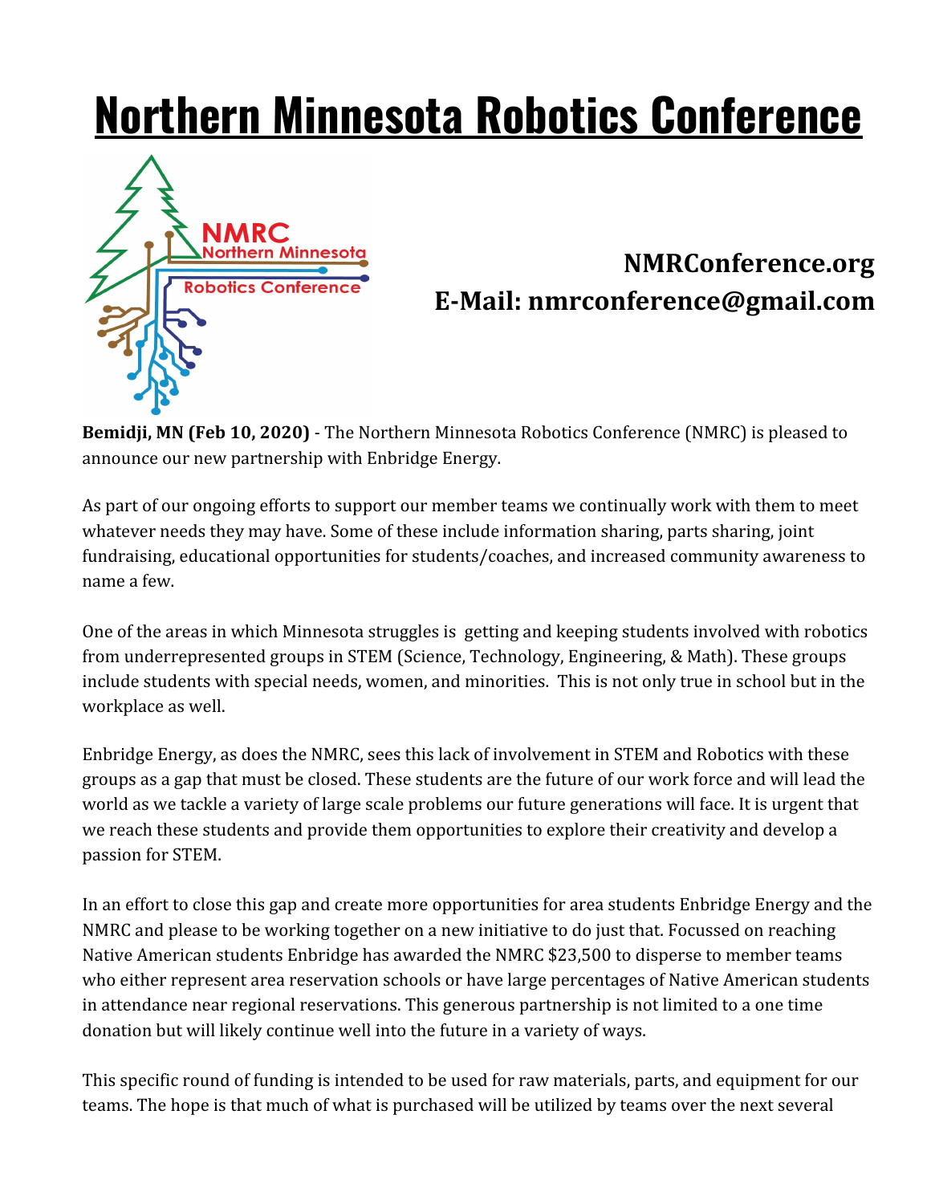# Northern Minnesota Robotics Conference

**NMRConference.org**
**E-Mail: nmrconference@gmail.com**

**Bemidji, MN (Feb 10, 2020)** - The Northern Minnesota Robotics Conference (NMRC) is pleased to announce our new partnership with Enbridge Energy.

As part of our ongoing efforts to support our member teams we continually work with them to meet whatever needs they may have. Some of these include information sharing, parts sharing, joint fundraising, educational opportunities for students/coaches, and increased community awareness to name a few.

One of the areas in which Minnesota struggles is getting and keeping students involved with robotics from underrepresented groups in STEM (Science, Technology, Engineering, & Math). These groups include students with special needs, women, and minorities. This is not only true in school but in the workplace as well.

Enbridge Energy, as does the NMRC, sees this lack of involvement in STEM and Robotics with these groups as a gap that must be closed. These students are the future of our work force and will lead the world as we tackle a variety of large scale problems our future generations will face. It is urgent that we reach these students and provide them opportunities to explore their creativity and develop a passion for STEM.

In an effort to close this gap and create more opportunities for area students Enbridge Energy and the NMRC and please to be working together on a new initiative to do just that. Focussed on reaching Native American students Enbridge has awarded the NMRC $23,500 to disperse to member teams who either represent area reservation schools or have large percentages of Native American students in attendance near regional reservations. This generous partnership is not limited to a one time donation but will likely continue well into the future in a variety of ways.

This specific round of funding is intended to be used for raw materials, parts, and equipment for our teams. The hope is that much of what is purchased will be utilized by teams over the next several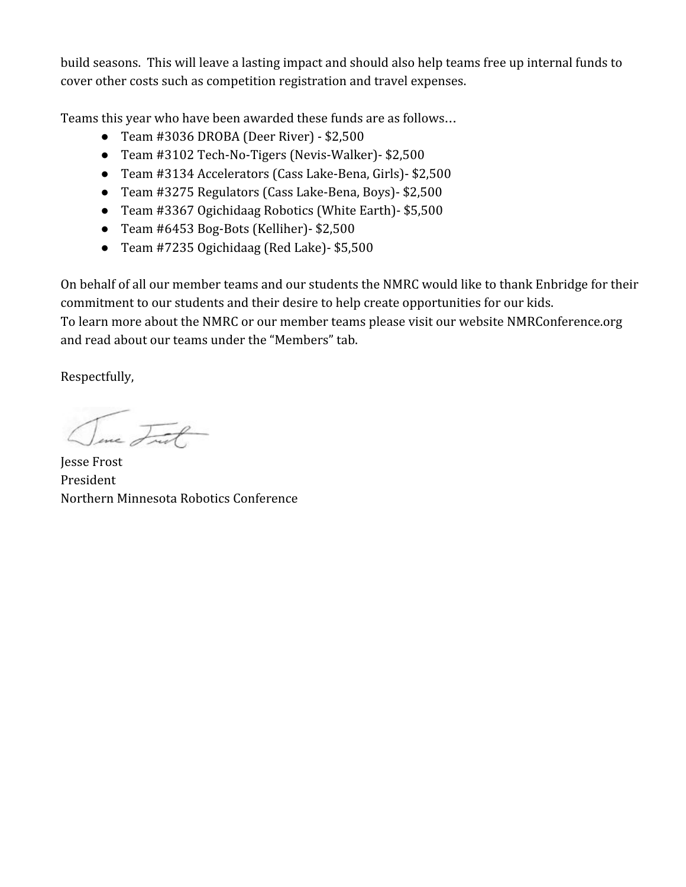build seasons.  This will leave a lasting impact and should also help teams free up internal funds to cover other costs such as competition registration and travel expenses.

Teams this year who have been awarded these funds are as follows…

- Team #3036 DROBA (Deer River) - $2,500
- Team #3102 Tech-No-Tigers (Nevis-Walker)- $2,500
- Team #3134 Accelerators (Cass Lake-Bena, Girls)- $2,500
- Team #3275 Regulators (Cass Lake-Bena, Boys)- $2,500
- Team #3367 Ogichidaag Robotics (White Earth)- $5,500
- Team #6453 Bog-Bots (Kelliher)- $2,500
- Team #7235 Ogichidaag (Red Lake)- $5,500

On behalf of all our member teams and our students the NMRC would like to thank Enbridge for their commitment to our students and their desire to help create opportunities for our kids.
To learn more about the NMRC or our member teams please visit our website NMRConference.org and read about our teams under the "Members" tab.

Respectfully,

Jesse Frost
President
Northern Minnesota Robotics Conference